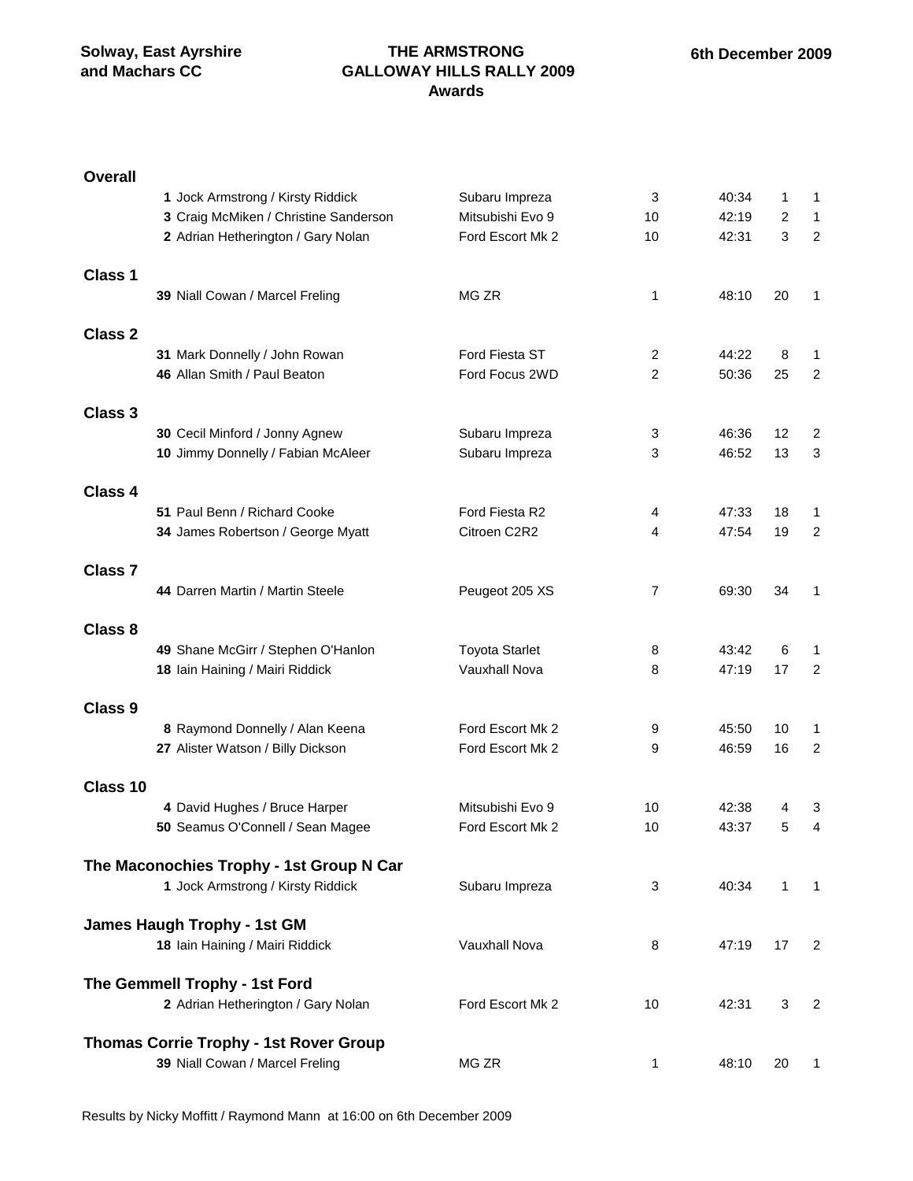**Solway, East Ayrshire and Machars CC**

# THE ARMSTRONG GALLOWAY HILLS RALLY 2009

## Awards

**6th December 2009**

| | No. | Crew | Car | Class | Time | Overall | Class Pos |
|---|---|---|---|---|---|---|---|
| **Overall** | | | | | | | |
| | 1 | Jock Armstrong / Kirsty Riddick | Subaru Impreza | 3 | 40:34 | 1 | 1 |
| | 3 | Craig McMiken / Christine Sanderson | Mitsubishi Evo 9 | 10 | 42:19 | 2 | 1 |
| | 2 | Adrian Hetherington / Gary Nolan | Ford Escort Mk 2 | 10 | 42:31 | 3 | 2 |
| **Class 1** | | | | | | | |
| | 39 | Niall Cowan / Marcel Freling | MG ZR | 1 | 48:10 | 20 | 1 |
| **Class 2** | | | | | | | |
| | 31 | Mark Donnelly / John Rowan | Ford Fiesta ST | 2 | 44:22 | 8 | 1 |
| | 46 | Allan Smith / Paul Beaton | Ford Focus 2WD | 2 | 50:36 | 25 | 2 |
| **Class 3** | | | | | | | |
| | 30 | Cecil Minford / Jonny Agnew | Subaru Impreza | 3 | 46:36 | 12 | 2 |
| | 10 | Jimmy Donnelly / Fabian McAleer | Subaru Impreza | 3 | 46:52 | 13 | 3 |
| **Class 4** | | | | | | | |
| | 51 | Paul Benn / Richard Cooke | Ford Fiesta R2 | 4 | 47:33 | 18 | 1 |
| | 34 | James Robertson / George Myatt | Citroen C2R2 | 4 | 47:54 | 19 | 2 |
| **Class 7** | | | | | | | |
| | 44 | Darren Martin / Martin Steele | Peugeot 205 XS | 7 | 69:30 | 34 | 1 |
| **Class 8** | | | | | | | |
| | 49 | Shane McGirr / Stephen O'Hanlon | Toyota Starlet | 8 | 43:42 | 6 | 1 |
| | 18 | Iain Haining / Mairi Riddick | Vauxhall Nova | 8 | 47:19 | 17 | 2 |
| **Class 9** | | | | | | | |
| | 8 | Raymond Donnelly / Alan Keena | Ford Escort Mk 2 | 9 | 45:50 | 10 | 1 |
| | 27 | Alister Watson / Billy Dickson | Ford Escort Mk 2 | 9 | 46:59 | 16 | 2 |
| **Class 10** | | | | | | | |
| | 4 | David Hughes / Bruce Harper | Mitsubishi Evo 9 | 10 | 42:38 | 4 | 3 |
| | 50 | Seamus O'Connell / Sean Magee | Ford Escort Mk 2 | 10 | 43:37 | 5 | 4 |
| **The Maconochies Trophy - 1st Group N Car** | | | | | | | |
| | 1 | Jock Armstrong / Kirsty Riddick | Subaru Impreza | 3 | 40:34 | 1 | 1 |
| **James Haugh Trophy - 1st GM** | | | | | | | |
| | 18 | Iain Haining / Mairi Riddick | Vauxhall Nova | 8 | 47:19 | 17 | 2 |
| **The Gemmell Trophy - 1st Ford** | | | | | | | |
| | 2 | Adrian Hetherington / Gary Nolan | Ford Escort Mk 2 | 10 | 42:31 | 3 | 2 |
| **Thomas Corrie Trophy - 1st Rover Group** | | | | | | | |
| | 39 | Niall Cowan / Marcel Freling | MG ZR | 1 | 48:10 | 20 | 1 |

Results by Nicky Moffitt / Raymond Mann at 16:00 on 6th December 2009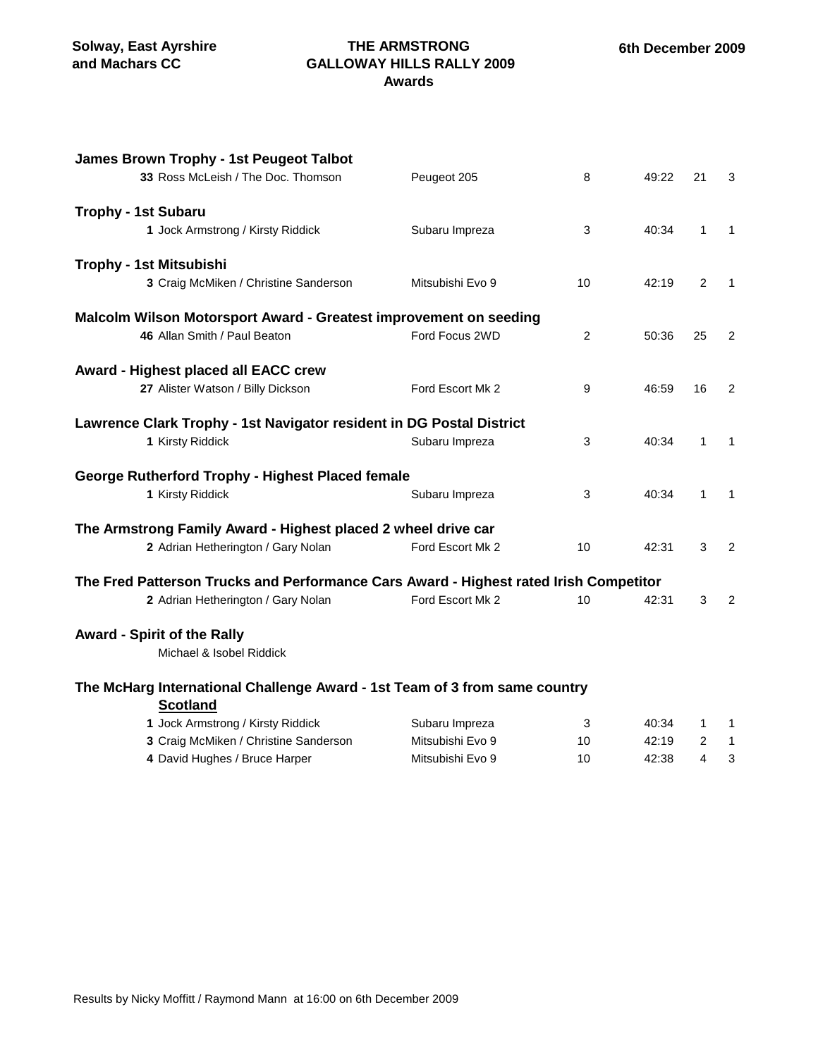**Solway, East Ayrshire and Machars CC**

# THE ARMSTRONG GALLOWAY HILLS RALLY 2009
## Awards

**6th December 2009**

### James Brown Trophy - 1st Peugeot Talbot

| No. | Crew | Car | Class | Time | Overall | Class Pos |
|---|---|---|---|---|---|---|
| 33 | Ross McLeish / The Doc. Thomson | Peugeot 205 | 8 | 49:22 | 21 | 3 |

### Trophy - 1st Subaru

| No. | Crew | Car | Class | Time | Overall | Class Pos |
|---|---|---|---|---|---|---|
| 1 | Jock Armstrong / Kirsty Riddick | Subaru Impreza | 3 | 40:34 | 1 | 1 |

### Trophy - 1st Mitsubishi

| No. | Crew | Car | Class | Time | Overall | Class Pos |
|---|---|---|---|---|---|---|
| 3 | Craig McMiken / Christine Sanderson | Mitsubishi Evo 9 | 10 | 42:19 | 2 | 1 |

### Malcolm Wilson Motorsport Award - Greatest improvement on seeding

| No. | Crew | Car | Class | Time | Overall | Class Pos |
|---|---|---|---|---|---|---|
| 46 | Allan Smith / Paul Beaton | Ford Focus 2WD | 2 | 50:36 | 25 | 2 |

### Award - Highest placed all EACC crew

| No. | Crew | Car | Class | Time | Overall | Class Pos |
|---|---|---|---|---|---|---|
| 27 | Alister Watson / Billy Dickson | Ford Escort Mk 2 | 9 | 46:59 | 16 | 2 |

### Lawrence Clark Trophy - 1st Navigator resident in DG Postal District

| No. | Crew | Car | Class | Time | Overall | Class Pos |
|---|---|---|---|---|---|---|
| 1 | Kirsty Riddick | Subaru Impreza | 3 | 40:34 | 1 | 1 |

### George Rutherford Trophy - Highest Placed female

| No. | Crew | Car | Class | Time | Overall | Class Pos |
|---|---|---|---|---|---|---|
| 1 | Kirsty Riddick | Subaru Impreza | 3 | 40:34 | 1 | 1 |

### The Armstrong Family Award - Highest placed 2 wheel drive car

| No. | Crew | Car | Class | Time | Overall | Class Pos |
|---|---|---|---|---|---|---|
| 2 | Adrian Hetherington / Gary Nolan | Ford Escort Mk 2 | 10 | 42:31 | 3 | 2 |

### The Fred Patterson Trucks and Performance Cars Award - Highest rated Irish Competitor

| No. | Crew | Car | Class | Time | Overall | Class Pos |
|---|---|---|---|---|---|---|
| 2 | Adrian Hetherington / Gary Nolan | Ford Escort Mk 2 | 10 | 42:31 | 3 | 2 |

### Award - Spirit of the Rally

Michael & Isobel Riddick

### The McHarg International Challenge Award - 1st Team of 3 from same country

**Scotland**

| No. | Crew | Car | Class | Time | Overall | Class Pos |
|---|---|---|---|---|---|---|
| 1 | Jock Armstrong / Kirsty Riddick | Subaru Impreza | 3 | 40:34 | 1 | 1 |
| 3 | Craig McMiken / Christine Sanderson | Mitsubishi Evo 9 | 10 | 42:19 | 2 | 1 |
| 4 | David Hughes / Bruce Harper | Mitsubishi Evo 9 | 10 | 42:38 | 4 | 3 |

Results by Nicky Moffitt / Raymond Mann at 16:00 on 6th December 2009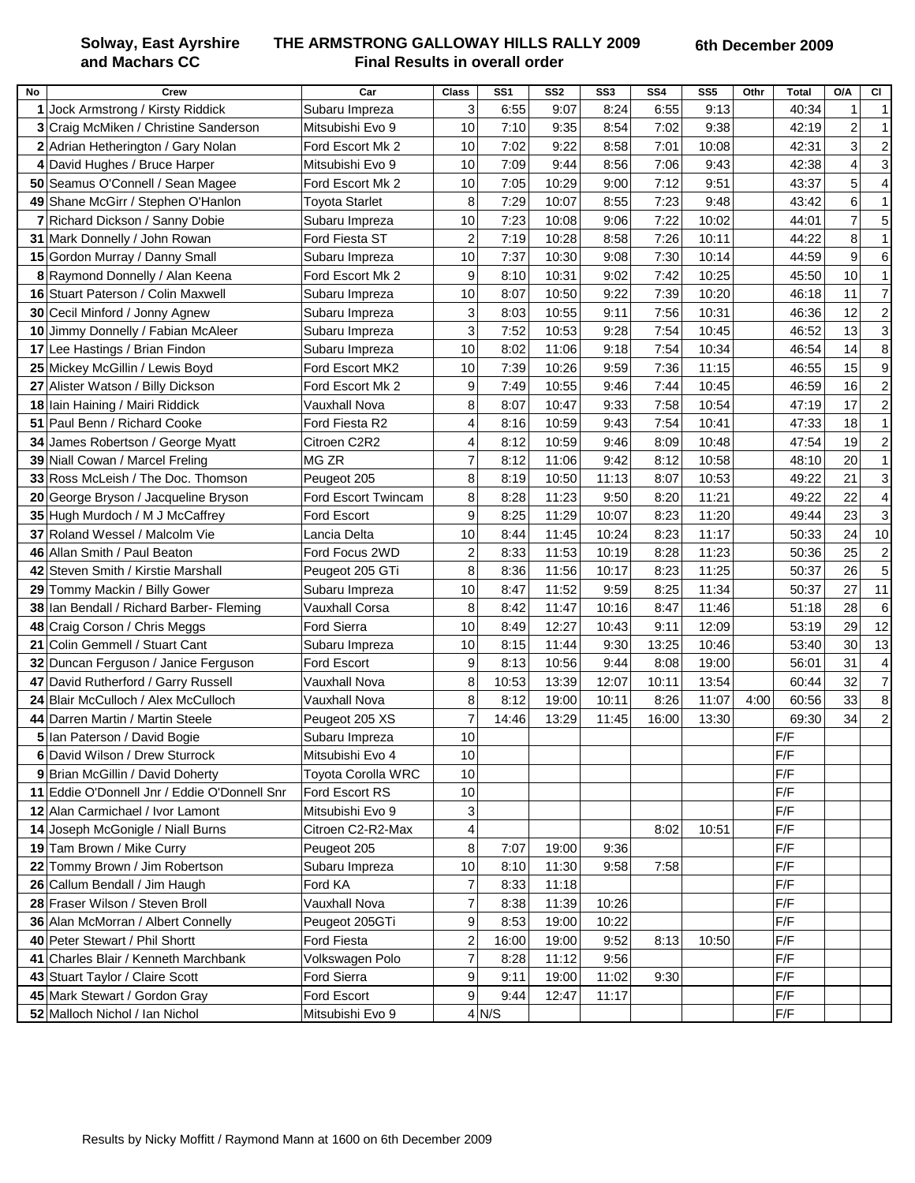**Solway, East Ayrshire and Machars CC**

# THE ARMSTRONG GALLOWAY HILLS RALLY 2009
## Final Results in overall order

**6th December 2009**

| No | Crew | Car | Class | SS1 | SS2 | SS3 | SS4 | SS5 | Othr | Total | O/A | Cl |
|---|---|---|---|---|---|---|---|---|---|---|---|---|
| 1 | Jock Armstrong / Kirsty Riddick | Subaru Impreza | 3 | 6:55 | 9:07 | 8:24 | 6:55 | 9:13 | | 40:34 | 1 | 1 |
| 3 | Craig McMiken / Christine Sanderson | Mitsubishi Evo 9 | 10 | 7:10 | 9:35 | 8:54 | 7:02 | 9:38 | | 42:19 | 2 | 1 |
| 2 | Adrian Hetherington / Gary Nolan | Ford Escort Mk 2 | 10 | 7:02 | 9:22 | 8:58 | 7:01 | 10:08 | | 42:31 | 3 | 2 |
| 4 | David Hughes / Bruce Harper | Mitsubishi Evo 9 | 10 | 7:09 | 9:44 | 8:56 | 7:06 | 9:43 | | 42:38 | 4 | 3 |
| 50 | Seamus O'Connell / Sean Magee | Ford Escort Mk 2 | 10 | 7:05 | 10:29 | 9:00 | 7:12 | 9:51 | | 43:37 | 5 | 4 |
| 49 | Shane McGirr / Stephen O'Hanlon | Toyota Starlet | 8 | 7:29 | 10:07 | 8:55 | 7:23 | 9:48 | | 43:42 | 6 | 1 |
| 7 | Richard Dickson / Sanny Dobie | Subaru Impreza | 10 | 7:23 | 10:08 | 9:06 | 7:22 | 10:02 | | 44:01 | 7 | 5 |
| 31 | Mark Donnelly / John Rowan | Ford Fiesta ST | 2 | 7:19 | 10:28 | 8:58 | 7:26 | 10:11 | | 44:22 | 8 | 1 |
| 15 | Gordon Murray / Danny Small | Subaru Impreza | 10 | 7:37 | 10:30 | 9:08 | 7:30 | 10:14 | | 44:59 | 9 | 6 |
| 8 | Raymond Donnelly / Alan Keena | Ford Escort Mk 2 | 9 | 8:10 | 10:31 | 9:02 | 7:42 | 10:25 | | 45:50 | 10 | 1 |
| 16 | Stuart Paterson / Colin Maxwell | Subaru Impreza | 10 | 8:07 | 10:50 | 9:22 | 7:39 | 10:20 | | 46:18 | 11 | 7 |
| 30 | Cecil Minford / Jonny Agnew | Subaru Impreza | 3 | 8:03 | 10:55 | 9:11 | 7:56 | 10:31 | | 46:36 | 12 | 2 |
| 10 | Jimmy Donnelly / Fabian McAleer | Subaru Impreza | 3 | 7:52 | 10:53 | 9:28 | 7:54 | 10:45 | | 46:52 | 13 | 3 |
| 17 | Lee Hastings / Brian Findon | Subaru Impreza | 10 | 8:02 | 11:06 | 9:18 | 7:54 | 10:34 | | 46:54 | 14 | 8 |
| 25 | Mickey McGillin / Lewis Boyd | Ford Escort MK2 | 10 | 7:39 | 10:26 | 9:59 | 7:36 | 11:15 | | 46:55 | 15 | 9 |
| 27 | Alister Watson / Billy Dickson | Ford Escort Mk 2 | 9 | 7:49 | 10:55 | 9:46 | 7:44 | 10:45 | | 46:59 | 16 | 2 |
| 18 | Iain Haining / Mairi Riddick | Vauxhall Nova | 8 | 8:07 | 10:47 | 9:33 | 7:58 | 10:54 | | 47:19 | 17 | 2 |
| 51 | Paul Benn / Richard Cooke | Ford Fiesta R2 | 4 | 8:16 | 10:59 | 9:43 | 7:54 | 10:41 | | 47:33 | 18 | 1 |
| 34 | James Robertson / George Myatt | Citroen C2R2 | 4 | 8:12 | 10:59 | 9:46 | 8:09 | 10:48 | | 47:54 | 19 | 2 |
| 39 | Niall Cowan / Marcel Freling | MG ZR | 7 | 8:12 | 11:06 | 9:42 | 8:12 | 10:58 | | 48:10 | 20 | 1 |
| 33 | Ross McLeish / The Doc. Thomson | Peugeot 205 | 8 | 8:19 | 10:50 | 11:13 | 8:07 | 10:53 | | 49:22 | 21 | 3 |
| 20 | George Bryson / Jacqueline Bryson | Ford Escort Twincam | 8 | 8:28 | 11:23 | 9:50 | 8:20 | 11:21 | | 49:22 | 22 | 4 |
| 35 | Hugh Murdoch / M J McCaffrey | Ford Escort | 9 | 8:25 | 11:29 | 10:07 | 8:23 | 11:20 | | 49:44 | 23 | 3 |
| 37 | Roland Wessel / Malcolm Vie | Lancia Delta | 10 | 8:44 | 11:45 | 10:24 | 8:23 | 11:17 | | 50:33 | 24 | 10 |
| 46 | Allan Smith / Paul Beaton | Ford Focus 2WD | 2 | 8:33 | 11:53 | 10:19 | 8:28 | 11:23 | | 50:36 | 25 | 2 |
| 42 | Steven Smith / Kirstie Marshall | Peugeot 205 GTi | 8 | 8:36 | 11:56 | 10:17 | 8:23 | 11:25 | | 50:37 | 26 | 5 |
| 29 | Tommy Mackin / Billy Gower | Subaru Impreza | 10 | 8:47 | 11:52 | 9:59 | 8:25 | 11:34 | | 50:37 | 27 | 11 |
| 38 | Ian Bendall / Richard Barber- Fleming | Vauxhall Corsa | 8 | 8:42 | 11:47 | 10:16 | 8:47 | 11:46 | | 51:18 | 28 | 6 |
| 48 | Craig Corson / Chris Meggs | Ford Sierra | 10 | 8:49 | 12:27 | 10:43 | 9:11 | 12:09 | | 53:19 | 29 | 12 |
| 21 | Colin Gemmell / Stuart Cant | Subaru Impreza | 10 | 8:15 | 11:44 | 9:30 | 13:25 | 10:46 | | 53:40 | 30 | 13 |
| 32 | Duncan Ferguson / Janice Ferguson | Ford Escort | 9 | 8:13 | 10:56 | 9:44 | 8:08 | 19:00 | | 56:01 | 31 | 4 |
| 47 | David Rutherford / Garry Russell | Vauxhall Nova | 8 | 10:53 | 13:39 | 12:07 | 10:11 | 13:54 | | 60:44 | 32 | 7 |
| 24 | Blair McCulloch / Alex McCulloch | Vauxhall Nova | 8 | 8:12 | 19:00 | 10:11 | 8:26 | 11:07 | 4:00 | 60:56 | 33 | 8 |
| 44 | Darren Martin / Martin Steele | Peugeot 205 XS | 7 | 14:46 | 13:29 | 11:45 | 16:00 | 13:30 | | 69:30 | 34 | 2 |
| 5 | Ian Paterson / David Bogie | Subaru Impreza | 10 | | | | | | | F/F | | |
| 6 | David Wilson / Drew Sturrock | Mitsubishi Evo 4 | 10 | | | | | | | F/F | | |
| 9 | Brian McGillin / David Doherty | Toyota Corolla WRC | 10 | | | | | | | F/F | | |
| 11 | Eddie O'Donnell Jnr / Eddie O'Donnell Snr | Ford Escort RS | 10 | | | | | | | F/F | | |
| 12 | Alan Carmichael / Ivor Lamont | Mitsubishi Evo 9 | 3 | | | | | | | F/F | | |
| 14 | Joseph McGonigle / Niall Burns | Citroen C2-R2-Max | 4 | | | | 8:02 | 10:51 | | F/F | | |
| 19 | Tam Brown / Mike Curry | Peugeot 205 | 8 | 7:07 | 19:00 | 9:36 | | | | F/F | | |
| 22 | Tommy Brown / Jim Robertson | Subaru Impreza | 10 | 8:10 | 11:30 | 9:58 | 7:58 | | | F/F | | |
| 26 | Callum Bendall / Jim Haugh | Ford KA | 7 | 8:33 | 11:18 | | | | | F/F | | |
| 28 | Fraser Wilson / Steven Broll | Vauxhall Nova | 7 | 8:38 | 11:39 | 10:26 | | | | F/F | | |
| 36 | Alan McMorran / Albert Connelly | Peugeot 205GTi | 9 | 8:53 | 19:00 | 10:22 | | | | F/F | | |
| 40 | Peter Stewart / Phil Shortt | Ford Fiesta | 2 | 16:00 | 19:00 | 9:52 | 8:13 | 10:50 | | F/F | | |
| 41 | Charles Blair / Kenneth Marchbank | Volkswagen Polo | 7 | 8:28 | 11:12 | 9:56 | | | | F/F | | |
| 43 | Stuart Taylor / Claire Scott | Ford Sierra | 9 | 9:11 | 19:00 | 11:02 | 9:30 | | | F/F | | |
| 45 | Mark Stewart / Gordon Gray | Ford Escort | 9 | 9:44 | 12:47 | 11:17 | | | | F/F | | |
| 52 | Malloch Nichol / Ian Nichol | Mitsubishi Evo 9 | 4 | N/S | | | | | | F/F | | |

Results by Nicky Moffitt / Raymond Mann at 1600 on 6th December 2009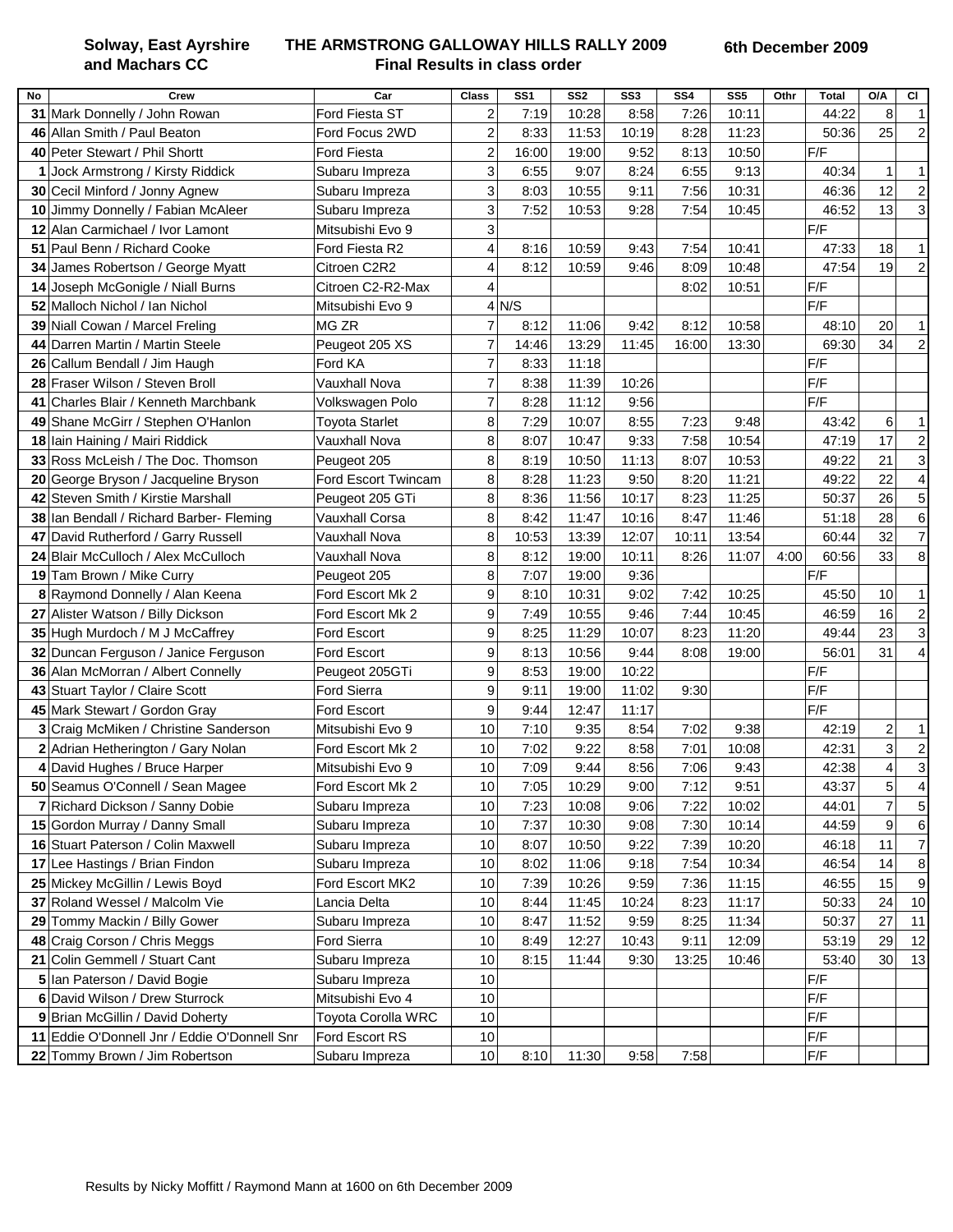**Solway, East Ayrshire and Machars CC**

**THE ARMSTRONG GALLOWAY HILLS RALLY 2009**
**Final Results in class order**

**6th December 2009**

| No | Crew | Car | Class | SS1 | SS2 | SS3 | SS4 | SS5 | Othr | Total | O/A | Cl |
|---|---|---|---|---|---|---|---|---|---|---|---|---|
| 31 | Mark Donnelly / John Rowan | Ford Fiesta ST | 2 | 7:19 | 10:28 | 8:58 | 7:26 | 10:11 | | 44:22 | 8 | 1 |
| 46 | Allan Smith / Paul Beaton | Ford Focus 2WD | 2 | 8:33 | 11:53 | 10:19 | 8:28 | 11:23 | | 50:36 | 25 | 2 |
| 40 | Peter Stewart / Phil Shortt | Ford Fiesta | 2 | 16:00 | 19:00 | 9:52 | 8:13 | 10:50 | | F/F | | |
| 1 | Jock Armstrong / Kirsty Riddick | Subaru Impreza | 3 | 6:55 | 9:07 | 8:24 | 6:55 | 9:13 | | 40:34 | 1 | 1 |
| 30 | Cecil Minford / Jonny Agnew | Subaru Impreza | 3 | 8:03 | 10:55 | 9:11 | 7:56 | 10:31 | | 46:36 | 12 | 2 |
| 10 | Jimmy Donnelly / Fabian McAleer | Subaru Impreza | 3 | 7:52 | 10:53 | 9:28 | 7:54 | 10:45 | | 46:52 | 13 | 3 |
| 12 | Alan Carmichael / Ivor Lamont | Mitsubishi Evo 9 | 3 | | | | | | | F/F | | |
| 51 | Paul Benn / Richard Cooke | Ford Fiesta R2 | 4 | 8:16 | 10:59 | 9:43 | 7:54 | 10:41 | | 47:33 | 18 | 1 |
| 34 | James Robertson / George Myatt | Citroen C2R2 | 4 | 8:12 | 10:59 | 9:46 | 8:09 | 10:48 | | 47:54 | 19 | 2 |
| 14 | Joseph McGonigle / Niall Burns | Citroen C2-R2-Max | 4 | | | | 8:02 | 10:51 | | F/F | | |
| 52 | Malloch Nichol / Ian Nichol | Mitsubishi Evo 9 | 4 | N/S | | | | | | F/F | | |
| 39 | Niall Cowan / Marcel Freling | MG ZR | 7 | 8:12 | 11:06 | 9:42 | 8:12 | 10:58 | | 48:10 | 20 | 1 |
| 44 | Darren Martin / Martin Steele | Peugeot 205 XS | 7 | 14:46 | 13:29 | 11:45 | 16:00 | 13:30 | | 69:30 | 34 | 2 |
| 26 | Callum Bendall / Jim Haugh | Ford KA | 7 | 8:33 | 11:18 | | | | | F/F | | |
| 28 | Fraser Wilson / Steven Broll | Vauxhall Nova | 7 | 8:38 | 11:39 | 10:26 | | | | F/F | | |
| 41 | Charles Blair / Kenneth Marchbank | Volkswagen Polo | 7 | 8:28 | 11:12 | 9:56 | | | | F/F | | |
| 49 | Shane McGirr / Stephen O'Hanlon | Toyota Starlet | 8 | 7:29 | 10:07 | 8:55 | 7:23 | 9:48 | | 43:42 | 6 | 1 |
| 18 | Iain Haining / Mairi Riddick | Vauxhall Nova | 8 | 8:07 | 10:47 | 9:33 | 7:58 | 10:54 | | 47:19 | 17 | 2 |
| 33 | Ross McLeish / The Doc. Thomson | Peugeot 205 | 8 | 8:19 | 10:50 | 11:13 | 8:07 | 10:53 | | 49:22 | 21 | 3 |
| 20 | George Bryson / Jacqueline Bryson | Ford Escort Twincam | 8 | 8:28 | 11:23 | 9:50 | 8:20 | 11:21 | | 49:22 | 22 | 4 |
| 42 | Steven Smith / Kirstie Marshall | Peugeot 205 GTi | 8 | 8:36 | 11:56 | 10:17 | 8:23 | 11:25 | | 50:37 | 26 | 5 |
| 38 | Ian Bendall / Richard Barber- Fleming | Vauxhall Corsa | 8 | 8:42 | 11:47 | 10:16 | 8:47 | 11:46 | | 51:18 | 28 | 6 |
| 47 | David Rutherford / Garry Russell | Vauxhall Nova | 8 | 10:53 | 13:39 | 12:07 | 10:11 | 13:54 | | 60:44 | 32 | 7 |
| 24 | Blair McCulloch / Alex McCulloch | Vauxhall Nova | 8 | 8:12 | 19:00 | 10:11 | 8:26 | 11:07 | 4:00 | 60:56 | 33 | 8 |
| 19 | Tam Brown / Mike Curry | Peugeot 205 | 8 | 7:07 | 19:00 | 9:36 | | | | F/F | | |
| 8 | Raymond Donnelly / Alan Keena | Ford Escort Mk 2 | 9 | 8:10 | 10:31 | 9:02 | 7:42 | 10:25 | | 45:50 | 10 | 1 |
| 27 | Alister Watson / Billy Dickson | Ford Escort Mk 2 | 9 | 7:49 | 10:55 | 9:46 | 7:44 | 10:45 | | 46:59 | 16 | 2 |
| 35 | Hugh Murdoch / M J McCaffrey | Ford Escort | 9 | 8:25 | 11:29 | 10:07 | 8:23 | 11:20 | | 49:44 | 23 | 3 |
| 32 | Duncan Ferguson / Janice Ferguson | Ford Escort | 9 | 8:13 | 10:56 | 9:44 | 8:08 | 19:00 | | 56:01 | 31 | 4 |
| 36 | Alan McMorran / Albert Connelly | Peugeot 205GTi | 9 | 8:53 | 19:00 | 10:22 | | | | F/F | | |
| 43 | Stuart Taylor / Claire Scott | Ford Sierra | 9 | 9:11 | 19:00 | 11:02 | 9:30 | | | F/F | | |
| 45 | Mark Stewart / Gordon Gray | Ford Escort | 9 | 9:44 | 12:47 | 11:17 | | | | F/F | | |
| 3 | Craig McMiken / Christine Sanderson | Mitsubishi Evo 9 | 10 | 7:10 | 9:35 | 8:54 | 7:02 | 9:38 | | 42:19 | 2 | 1 |
| 2 | Adrian Hetherington / Gary Nolan | Ford Escort Mk 2 | 10 | 7:02 | 9:22 | 8:58 | 7:01 | 10:08 | | 42:31 | 3 | 2 |
| 4 | David Hughes / Bruce Harper | Mitsubishi Evo 9 | 10 | 7:09 | 9:44 | 8:56 | 7:06 | 9:43 | | 42:38 | 4 | 3 |
| 50 | Seamus O'Connell / Sean Magee | Ford Escort Mk 2 | 10 | 7:05 | 10:29 | 9:00 | 7:12 | 9:51 | | 43:37 | 5 | 4 |
| 7 | Richard Dickson / Sanny Dobie | Subaru Impreza | 10 | 7:23 | 10:08 | 9:06 | 7:22 | 10:02 | | 44:01 | 7 | 5 |
| 15 | Gordon Murray / Danny Small | Subaru Impreza | 10 | 7:37 | 10:30 | 9:08 | 7:30 | 10:14 | | 44:59 | 9 | 6 |
| 16 | Stuart Paterson / Colin Maxwell | Subaru Impreza | 10 | 8:07 | 10:50 | 9:22 | 7:39 | 10:20 | | 46:18 | 11 | 7 |
| 17 | Lee Hastings / Brian Findon | Subaru Impreza | 10 | 8:02 | 11:06 | 9:18 | 7:54 | 10:34 | | 46:54 | 14 | 8 |
| 25 | Mickey McGillin / Lewis Boyd | Ford Escort MK2 | 10 | 7:39 | 10:26 | 9:59 | 7:36 | 11:15 | | 46:55 | 15 | 9 |
| 37 | Roland Wessel / Malcolm Vie | Lancia Delta | 10 | 8:44 | 11:45 | 10:24 | 8:23 | 11:17 | | 50:33 | 24 | 10 |
| 29 | Tommy Mackin / Billy Gower | Subaru Impreza | 10 | 8:47 | 11:52 | 9:59 | 8:25 | 11:34 | | 50:37 | 27 | 11 |
| 48 | Craig Corson / Chris Meggs | Ford Sierra | 10 | 8:49 | 12:27 | 10:43 | 9:11 | 12:09 | | 53:19 | 29 | 12 |
| 21 | Colin Gemmell / Stuart Cant | Subaru Impreza | 10 | 8:15 | 11:44 | 9:30 | 13:25 | 10:46 | | 53:40 | 30 | 13 |
| 5 | Ian Paterson / David Bogie | Subaru Impreza | 10 | | | | | | | F/F | | |
| 6 | David Wilson / Drew Sturrock | Mitsubishi Evo 4 | 10 | | | | | | | F/F | | |
| 9 | Brian McGillin / David Doherty | Toyota Corolla WRC | 10 | | | | | | | F/F | | |
| 11 | Eddie O'Donnell Jnr / Eddie O'Donnell Snr | Ford Escort RS | 10 | | | | | | | F/F | | |
| 22 | Tommy Brown / Jim Robertson | Subaru Impreza | 10 | 8:10 | 11:30 | 9:58 | 7:58 | | | F/F | | |

Results by Nicky Moffitt / Raymond Mann at 1600 on 6th December 2009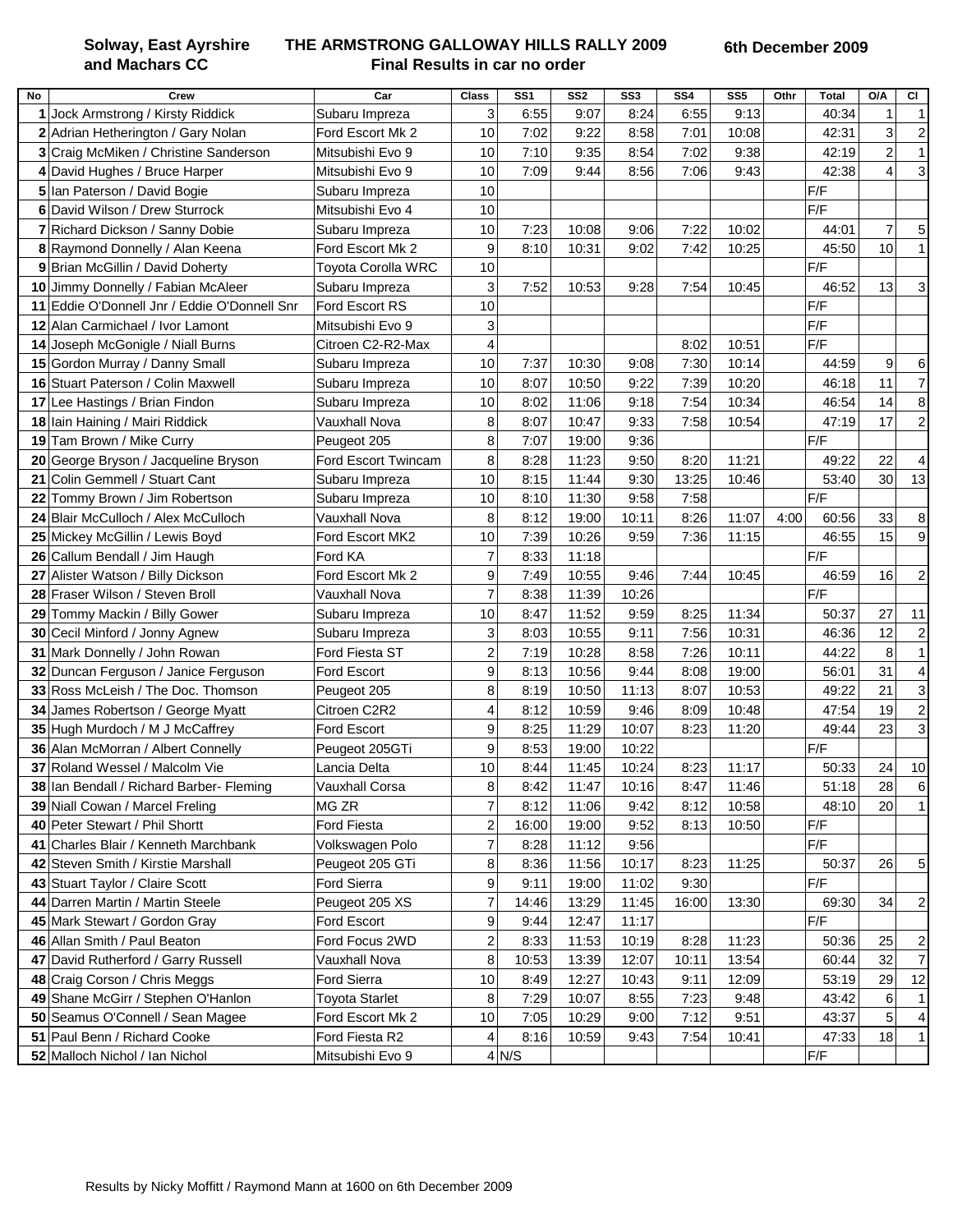**Solway, East Ayrshire and Machars CC**

**THE ARMSTRONG GALLOWAY HILLS RALLY 2009**
**Final Results in car no order**

**6th December 2009**

| No | Crew | Car | Class | SS1 | SS2 | SS3 | SS4 | SS5 | Othr | Total | O/A | Cl |
|---|---|---|---|---|---|---|---|---|---|---|---|---|
| 1 | Jock Armstrong / Kirsty Riddick | Subaru Impreza | 3 | 6:55 | 9:07 | 8:24 | 6:55 | 9:13 | | 40:34 | 1 | 1 |
| 2 | Adrian Hetherington / Gary Nolan | Ford Escort Mk 2 | 10 | 7:02 | 9:22 | 8:58 | 7:01 | 10:08 | | 42:31 | 3 | 2 |
| 3 | Craig McMiken / Christine Sanderson | Mitsubishi Evo 9 | 10 | 7:10 | 9:35 | 8:54 | 7:02 | 9:38 | | 42:19 | 2 | 1 |
| 4 | David Hughes / Bruce Harper | Mitsubishi Evo 9 | 10 | 7:09 | 9:44 | 8:56 | 7:06 | 9:43 | | 42:38 | 4 | 3 |
| 5 | Ian Paterson / David Bogie | Subaru Impreza | 10 | | | | | | | F/F | | |
| 6 | David Wilson / Drew Sturrock | Mitsubishi Evo 4 | 10 | | | | | | | F/F | | |
| 7 | Richard Dickson / Sanny Dobie | Subaru Impreza | 10 | 7:23 | 10:08 | 9:06 | 7:22 | 10:02 | | 44:01 | 7 | 5 |
| 8 | Raymond Donnelly / Alan Keena | Ford Escort Mk 2 | 9 | 8:10 | 10:31 | 9:02 | 7:42 | 10:25 | | 45:50 | 10 | 1 |
| 9 | Brian McGillin / David Doherty | Toyota Corolla WRC | 10 | | | | | | | F/F | | |
| 10 | Jimmy Donnelly / Fabian McAleer | Subaru Impreza | 3 | 7:52 | 10:53 | 9:28 | 7:54 | 10:45 | | 46:52 | 13 | 3 |
| 11 | Eddie O'Donnell Jnr / Eddie O'Donnell Snr | Ford Escort RS | 10 | | | | | | | F/F | | |
| 12 | Alan Carmichael / Ivor Lamont | Mitsubishi Evo 9 | 3 | | | | | | | F/F | | |
| 14 | Joseph McGonigle / Niall Burns | Citroen C2-R2-Max | 4 | | | | 8:02 | 10:51 | | F/F | | |
| 15 | Gordon Murray / Danny Small | Subaru Impreza | 10 | 7:37 | 10:30 | 9:08 | 7:30 | 10:14 | | 44:59 | 9 | 6 |
| 16 | Stuart Paterson / Colin Maxwell | Subaru Impreza | 10 | 8:07 | 10:50 | 9:22 | 7:39 | 10:20 | | 46:18 | 11 | 7 |
| 17 | Lee Hastings / Brian Findon | Subaru Impreza | 10 | 8:02 | 11:06 | 9:18 | 7:54 | 10:34 | | 46:54 | 14 | 8 |
| 18 | Iain Haining / Mairi Riddick | Vauxhall Nova | 8 | 8:07 | 10:47 | 9:33 | 7:58 | 10:54 | | 47:19 | 17 | 2 |
| 19 | Tam Brown / Mike Curry | Peugeot 205 | 8 | 7:07 | 19:00 | 9:36 | | | | F/F | | |
| 20 | George Bryson / Jacqueline Bryson | Ford Escort Twincam | 8 | 8:28 | 11:23 | 9:50 | 8:20 | 11:21 | | 49:22 | 22 | 4 |
| 21 | Colin Gemmell / Stuart Cant | Subaru Impreza | 10 | 8:15 | 11:44 | 9:30 | 13:25 | 10:46 | | 53:40 | 30 | 13 |
| 22 | Tommy Brown / Jim Robertson | Subaru Impreza | 10 | 8:10 | 11:30 | 9:58 | 7:58 | | | F/F | | |
| 24 | Blair McCulloch / Alex McCulloch | Vauxhall Nova | 8 | 8:12 | 19:00 | 10:11 | 8:26 | 11:07 | 4:00 | 60:56 | 33 | 8 |
| 25 | Mickey McGillin / Lewis Boyd | Ford Escort MK2 | 10 | 7:39 | 10:26 | 9:59 | 7:36 | 11:15 | | 46:55 | 15 | 9 |
| 26 | Callum Bendall / Jim Haugh | Ford KA | 7 | 8:33 | 11:18 | | | | | F/F | | |
| 27 | Alister Watson / Billy Dickson | Ford Escort Mk 2 | 9 | 7:49 | 10:55 | 9:46 | 7:44 | 10:45 | | 46:59 | 16 | 2 |
| 28 | Fraser Wilson / Steven Broll | Vauxhall Nova | 7 | 8:38 | 11:39 | 10:26 | | | | F/F | | |
| 29 | Tommy Mackin / Billy Gower | Subaru Impreza | 10 | 8:47 | 11:52 | 9:59 | 8:25 | 11:34 | | 50:37 | 27 | 11 |
| 30 | Cecil Minford / Jonny Agnew | Subaru Impreza | 3 | 8:03 | 10:55 | 9:11 | 7:56 | 10:31 | | 46:36 | 12 | 2 |
| 31 | Mark Donnelly / John Rowan | Ford Fiesta ST | 2 | 7:19 | 10:28 | 8:58 | 7:26 | 10:11 | | 44:22 | 8 | 1 |
| 32 | Duncan Ferguson / Janice Ferguson | Ford Escort | 9 | 8:13 | 10:56 | 9:44 | 8:08 | 19:00 | | 56:01 | 31 | 4 |
| 33 | Ross McLeish / The Doc. Thomson | Peugeot 205 | 8 | 8:19 | 10:50 | 11:13 | 8:07 | 10:53 | | 49:22 | 21 | 3 |
| 34 | James Robertson / George Myatt | Citroen C2R2 | 4 | 8:12 | 10:59 | 9:46 | 8:09 | 10:48 | | 47:54 | 19 | 2 |
| 35 | Hugh Murdoch / M J McCaffrey | Ford Escort | 9 | 8:25 | 11:29 | 10:07 | 8:23 | 11:20 | | 49:44 | 23 | 3 |
| 36 | Alan McMorran / Albert Connelly | Peugeot 205GTi | 9 | 8:53 | 19:00 | 10:22 | | | | F/F | | |
| 37 | Roland Wessel / Malcolm Vie | Lancia Delta | 10 | 8:44 | 11:45 | 10:24 | 8:23 | 11:17 | | 50:33 | 24 | 10 |
| 38 | Ian Bendall / Richard Barber- Fleming | Vauxhall Corsa | 8 | 8:42 | 11:47 | 10:16 | 8:47 | 11:46 | | 51:18 | 28 | 6 |
| 39 | Niall Cowan / Marcel Freling | MG ZR | 7 | 8:12 | 11:06 | 9:42 | 8:12 | 10:58 | | 48:10 | 20 | 1 |
| 40 | Peter Stewart / Phil Shortt | Ford Fiesta | 2 | 16:00 | 19:00 | 9:52 | 8:13 | 10:50 | | F/F | | |
| 41 | Charles Blair / Kenneth Marchbank | Volkswagen Polo | 7 | 8:28 | 11:12 | 9:56 | | | | F/F | | |
| 42 | Steven Smith / Kirstie Marshall | Peugeot 205 GTi | 8 | 8:36 | 11:56 | 10:17 | 8:23 | 11:25 | | 50:37 | 26 | 5 |
| 43 | Stuart Taylor / Claire Scott | Ford Sierra | 9 | 9:11 | 19:00 | 11:02 | 9:30 | | | F/F | | |
| 44 | Darren Martin / Martin Steele | Peugeot 205 XS | 7 | 14:46 | 13:29 | 11:45 | 16:00 | 13:30 | | 69:30 | 34 | 2 |
| 45 | Mark Stewart / Gordon Gray | Ford Escort | 9 | 9:44 | 12:47 | 11:17 | | | | F/F | | |
| 46 | Allan Smith / Paul Beaton | Ford Focus 2WD | 2 | 8:33 | 11:53 | 10:19 | 8:28 | 11:23 | | 50:36 | 25 | 2 |
| 47 | David Rutherford / Garry Russell | Vauxhall Nova | 8 | 10:53 | 13:39 | 12:07 | 10:11 | 13:54 | | 60:44 | 32 | 7 |
| 48 | Craig Corson / Chris Meggs | Ford Sierra | 10 | 8:49 | 12:27 | 10:43 | 9:11 | 12:09 | | 53:19 | 29 | 12 |
| 49 | Shane McGirr / Stephen O'Hanlon | Toyota Starlet | 8 | 7:29 | 10:07 | 8:55 | 7:23 | 9:48 | | 43:42 | 6 | 1 |
| 50 | Seamus O'Connell / Sean Magee | Ford Escort Mk 2 | 10 | 7:05 | 10:29 | 9:00 | 7:12 | 9:51 | | 43:37 | 5 | 4 |
| 51 | Paul Benn / Richard Cooke | Ford Fiesta R2 | 4 | 8:16 | 10:59 | 9:43 | 7:54 | 10:41 | | 47:33 | 18 | 1 |
| 52 | Malloch Nichol / Ian Nichol | Mitsubishi Evo 9 | 4 | N/S | | | | | | F/F | | |

Results by Nicky Moffitt / Raymond Mann at 1600 on 6th December 2009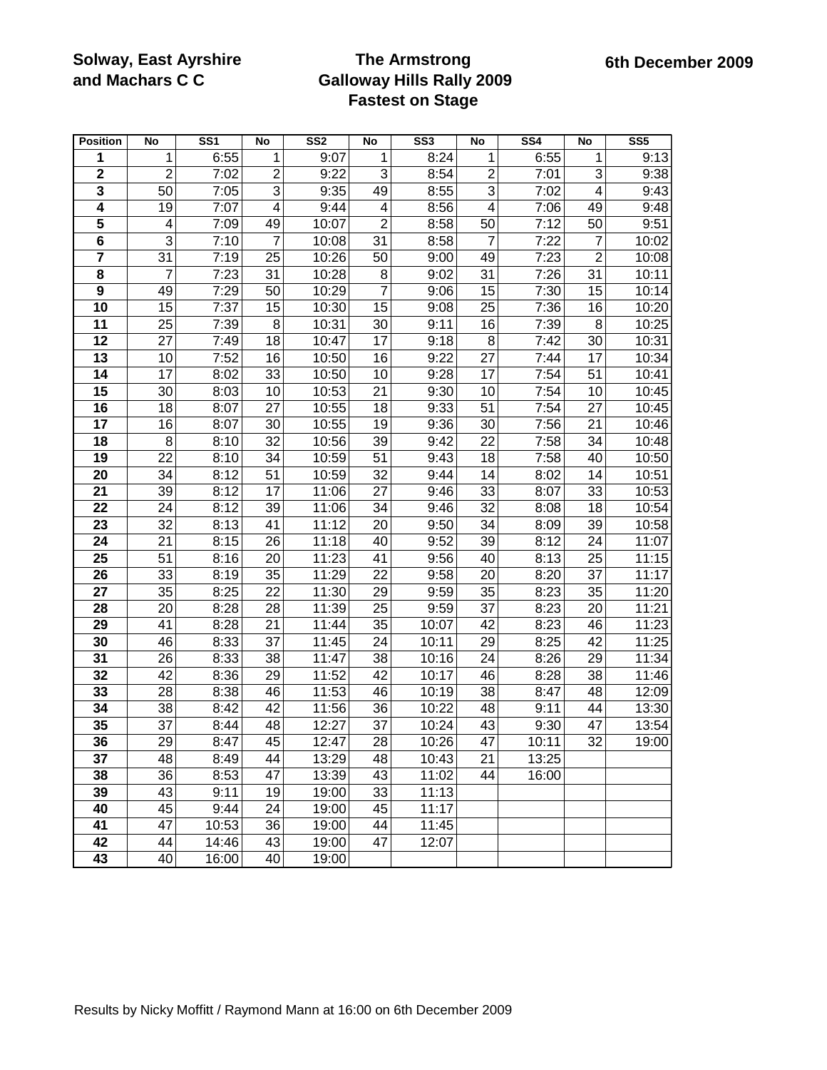**Solway, East Ayrshire and Machars C C**

# The Armstrong Galloway Hills Rally 2009
## Fastest on Stage

**6th December 2009**

| Position | No | SS1 | No | SS2 | No | SS3 | No | SS4 | No | SS5 |
|---|---|---|---|---|---|---|---|---|---|---|
| 1 | 1 | 6:55 | 1 | 9:07 | 1 | 8:24 | 1 | 6:55 | 1 | 9:13 |
| 2 | 2 | 7:02 | 2 | 9:22 | 3 | 8:54 | 2 | 7:01 | 3 | 9:38 |
| 3 | 50 | 7:05 | 3 | 9:35 | 49 | 8:55 | 3 | 7:02 | 4 | 9:43 |
| 4 | 19 | 7:07 | 4 | 9:44 | 4 | 8:56 | 4 | 7:06 | 49 | 9:48 |
| 5 | 4 | 7:09 | 49 | 10:07 | 2 | 8:58 | 50 | 7:12 | 50 | 9:51 |
| 6 | 3 | 7:10 | 7 | 10:08 | 31 | 8:58 | 7 | 7:22 | 7 | 10:02 |
| 7 | 31 | 7:19 | 25 | 10:26 | 50 | 9:00 | 49 | 7:23 | 2 | 10:08 |
| 8 | 7 | 7:23 | 31 | 10:28 | 8 | 9:02 | 31 | 7:26 | 31 | 10:11 |
| 9 | 49 | 7:29 | 50 | 10:29 | 7 | 9:06 | 15 | 7:30 | 15 | 10:14 |
| 10 | 15 | 7:37 | 15 | 10:30 | 15 | 9:08 | 25 | 7:36 | 16 | 10:20 |
| 11 | 25 | 7:39 | 8 | 10:31 | 30 | 9:11 | 16 | 7:39 | 8 | 10:25 |
| 12 | 27 | 7:49 | 18 | 10:47 | 17 | 9:18 | 8 | 7:42 | 30 | 10:31 |
| 13 | 10 | 7:52 | 16 | 10:50 | 16 | 9:22 | 27 | 7:44 | 17 | 10:34 |
| 14 | 17 | 8:02 | 33 | 10:50 | 10 | 9:28 | 17 | 7:54 | 51 | 10:41 |
| 15 | 30 | 8:03 | 10 | 10:53 | 21 | 9:30 | 10 | 7:54 | 10 | 10:45 |
| 16 | 18 | 8:07 | 27 | 10:55 | 18 | 9:33 | 51 | 7:54 | 27 | 10:45 |
| 17 | 16 | 8:07 | 30 | 10:55 | 19 | 9:36 | 30 | 7:56 | 21 | 10:46 |
| 18 | 8 | 8:10 | 32 | 10:56 | 39 | 9:42 | 22 | 7:58 | 34 | 10:48 |
| 19 | 22 | 8:10 | 34 | 10:59 | 51 | 9:43 | 18 | 7:58 | 40 | 10:50 |
| 20 | 34 | 8:12 | 51 | 10:59 | 32 | 9:44 | 14 | 8:02 | 14 | 10:51 |
| 21 | 39 | 8:12 | 17 | 11:06 | 27 | 9:46 | 33 | 8:07 | 33 | 10:53 |
| 22 | 24 | 8:12 | 39 | 11:06 | 34 | 9:46 | 32 | 8:08 | 18 | 10:54 |
| 23 | 32 | 8:13 | 41 | 11:12 | 20 | 9:50 | 34 | 8:09 | 39 | 10:58 |
| 24 | 21 | 8:15 | 26 | 11:18 | 40 | 9:52 | 39 | 8:12 | 24 | 11:07 |
| 25 | 51 | 8:16 | 20 | 11:23 | 41 | 9:56 | 40 | 8:13 | 25 | 11:15 |
| 26 | 33 | 8:19 | 35 | 11:29 | 22 | 9:58 | 20 | 8:20 | 37 | 11:17 |
| 27 | 35 | 8:25 | 22 | 11:30 | 29 | 9:59 | 35 | 8:23 | 35 | 11:20 |
| 28 | 20 | 8:28 | 28 | 11:39 | 25 | 9:59 | 37 | 8:23 | 20 | 11:21 |
| 29 | 41 | 8:28 | 21 | 11:44 | 35 | 10:07 | 42 | 8:23 | 46 | 11:23 |
| 30 | 46 | 8:33 | 37 | 11:45 | 24 | 10:11 | 29 | 8:25 | 42 | 11:25 |
| 31 | 26 | 8:33 | 38 | 11:47 | 38 | 10:16 | 24 | 8:26 | 29 | 11:34 |
| 32 | 42 | 8:36 | 29 | 11:52 | 42 | 10:17 | 46 | 8:28 | 38 | 11:46 |
| 33 | 28 | 8:38 | 46 | 11:53 | 46 | 10:19 | 38 | 8:47 | 48 | 12:09 |
| 34 | 38 | 8:42 | 42 | 11:56 | 36 | 10:22 | 48 | 9:11 | 44 | 13:30 |
| 35 | 37 | 8:44 | 48 | 12:27 | 37 | 10:24 | 43 | 9:30 | 47 | 13:54 |
| 36 | 29 | 8:47 | 45 | 12:47 | 28 | 10:26 | 47 | 10:11 | 32 | 19:00 |
| 37 | 48 | 8:49 | 44 | 13:29 | 48 | 10:43 | 21 | 13:25 | | |
| 38 | 36 | 8:53 | 47 | 13:39 | 43 | 11:02 | 44 | 16:00 | | |
| 39 | 43 | 9:11 | 19 | 19:00 | 33 | 11:13 | | | | |
| 40 | 45 | 9:44 | 24 | 19:00 | 45 | 11:17 | | | | |
| 41 | 47 | 10:53 | 36 | 19:00 | 44 | 11:45 | | | | |
| 42 | 44 | 14:46 | 43 | 19:00 | 47 | 12:07 | | | | |
| 43 | 40 | 16:00 | 40 | 19:00 | | | | | | |

Results by Nicky Moffitt / Raymond Mann at 16:00 on 6th December 2009